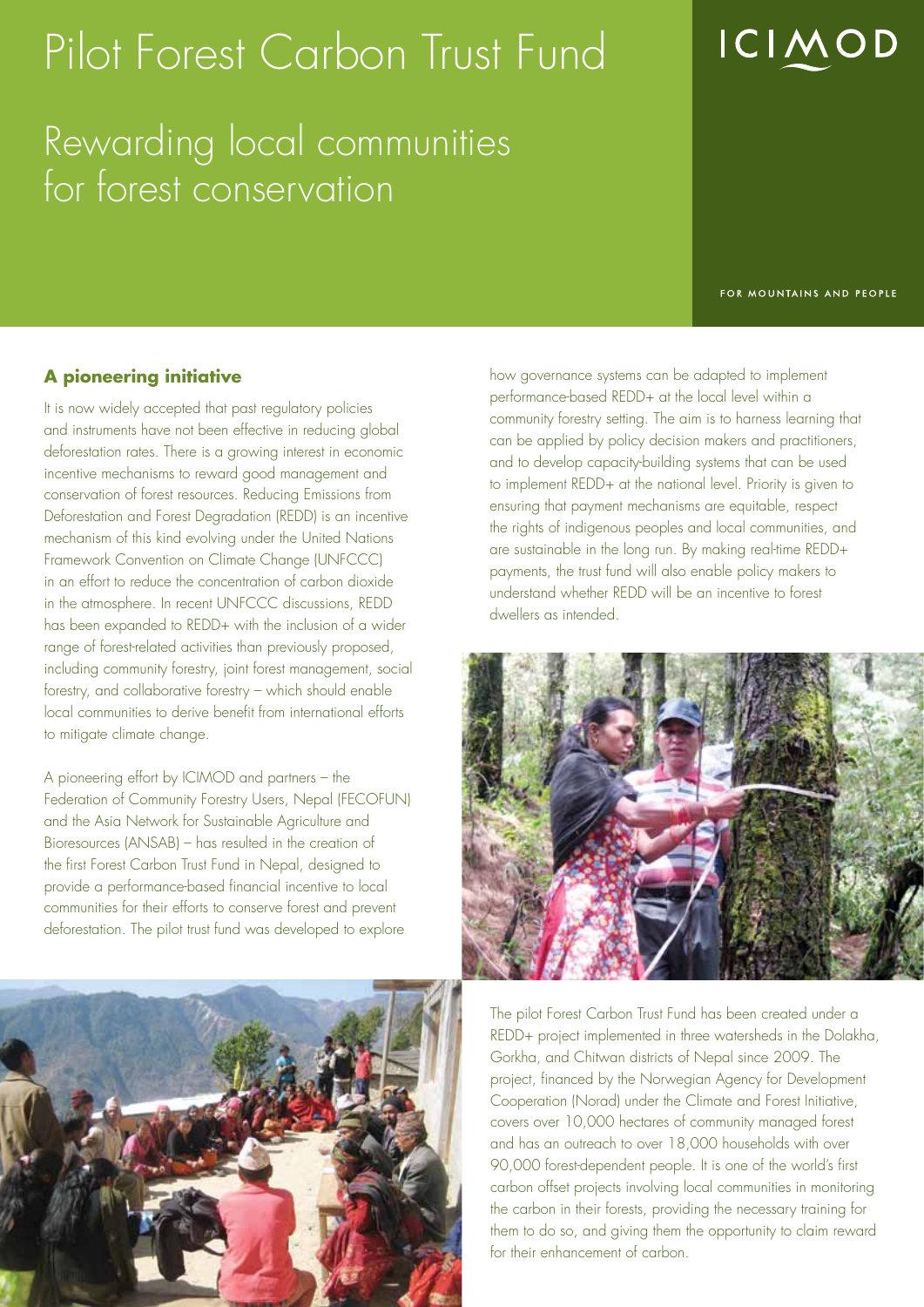# Pilot Forest Carbon Trust Fund

## Rewarding local communities for forest conservation

ICIMOD

FOR MOUNTAINS AND PEOPLE

### A pioneering initiative

It is now widely accepted that past regulatory policies and instruments have not been effective in reducing global deforestation rates. There is a growing interest in economic incentive mechanisms to reward good management and conservation of forest resources. Reducing Emissions from Deforestation and Forest Degradation (REDD) is an incentive mechanism of this kind evolving under the United Nations Framework Convention on Climate Change (UNFCCC) in an effort to reduce the concentration of carbon dioxide in the atmosphere. In recent UNFCCC discussions, REDD has been expanded to REDD+ with the inclusion of a wider range of forest-related activities than previously proposed, including community forestry, joint forest management, social forestry, and collaborative forestry – which should enable local communities to derive benefit from international efforts to mitigate climate change.

A pioneering effort by ICIMOD and partners – the Federation of Community Forestry Users, Nepal (FECOFUN) and the Asia Network for Sustainable Agriculture and Bioresources (ANSAB) – has resulted in the creation of the first Forest Carbon Trust Fund in Nepal, designed to provide a performance-based financial incentive to local communities for their efforts to conserve forest and prevent deforestation. The pilot trust fund was developed to explore how governance systems can be adapted to implement performance-based REDD+ at the local level within a community forestry setting. The aim is to harness learning that can be applied by policy decision makers and practitioners, and to develop capacity-building systems that can be used to implement REDD+ at the national level. Priority is given to ensuring that payment mechanisms are equitable, respect the rights of indigenous peoples and local communities, and are sustainable in the long run. By making real-time REDD+ payments, the trust fund will also enable policy makers to understand whether REDD will be an incentive to forest dwellers as intended.

The pilot Forest Carbon Trust Fund has been created under a REDD+ project implemented in three watersheds in the Dolakha, Gorkha, and Chitwan districts of Nepal since 2009. The project, financed by the Norwegian Agency for Development Cooperation (Norad) under the Climate and Forest Initiative, covers over 10,000 hectares of community managed forest and has an outreach to over 18,000 households with over 90,000 forest-dependent people. It is one of the world's first carbon offset projects involving local communities in monitoring the carbon in their forests, providing the necessary training for them to do so, and giving them the opportunity to claim reward for their enhancement of carbon.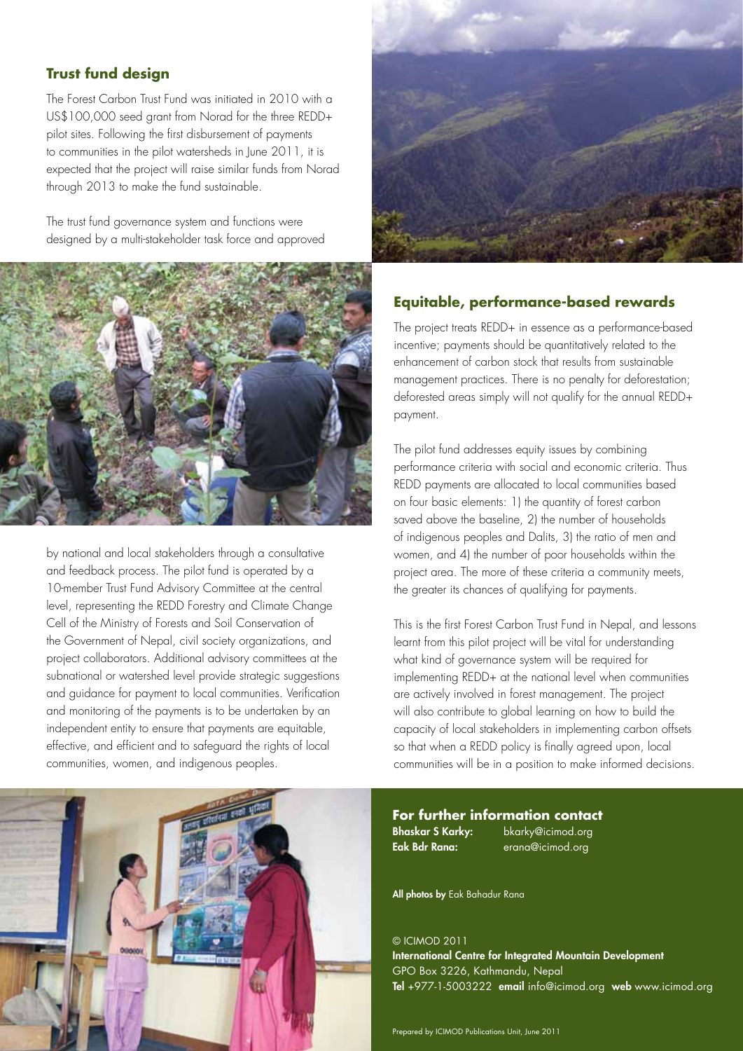## Trust fund design

The Forest Carbon Trust Fund was initiated in 2010 with a US$100,000 seed grant from Norad for the three REDD+ pilot sites. Following the first disbursement of payments to communities in the pilot watersheds in June 2011, it is expected that the project will raise similar funds from Norad through 2013 to make the fund sustainable.

The trust fund governance system and functions were designed by a multi-stakeholder task force and approved by national and local stakeholders through a consultative and feedback process. The pilot fund is operated by a 10-member Trust Fund Advisory Committee at the central level, representing the REDD Forestry and Climate Change Cell of the Ministry of Forests and Soil Conservation of the Government of Nepal, civil society organizations, and project collaborators. Additional advisory committees at the subnational or watershed level provide strategic suggestions and guidance for payment to local communities. Verification and monitoring of the payments is to be undertaken by an independent entity to ensure that payments are equitable, effective, and efficient and to safeguard the rights of local communities, women, and indigenous peoples.

## Equitable, performance-based rewards

The project treats REDD+ in essence as a performance-based incentive; payments should be quantitatively related to the enhancement of carbon stock that results from sustainable management practices. There is no penalty for deforestation; deforested areas simply will not qualify for the annual REDD+ payment.

The pilot fund addresses equity issues by combining performance criteria with social and economic criteria. Thus REDD payments are allocated to local communities based on four basic elements: 1) the quantity of forest carbon saved above the baseline, 2) the number of households of indigenous peoples and Dalits, 3) the ratio of men and women, and 4) the number of poor households within the project area. The more of these criteria a community meets, the greater its chances of qualifying for payments.

This is the first Forest Carbon Trust Fund in Nepal, and lessons learnt from this pilot project will be vital for understanding what kind of governance system will be required for implementing REDD+ at the national level when communities are actively involved in forest management. The project will also contribute to global learning on how to build the capacity of local stakeholders in implementing carbon offsets so that when a REDD policy is finally agreed upon, local communities will be in a position to make informed decisions.

### For further information contact

**Bhaskar S Karky:** bkarky@icimod.org
**Eak Bdr Rana:** erana@icimod.org

**All photos by** Eak Bahadur Rana

© ICIMOD 2011
**International Centre for Integrated Mountain Development**
GPO Box 3226, Kathmandu, Nepal
**Tel** +977-1-5003222 **email** info@icimod.org **web** www.icimod.org

Prepared by ICIMOD Publications Unit, June 2011